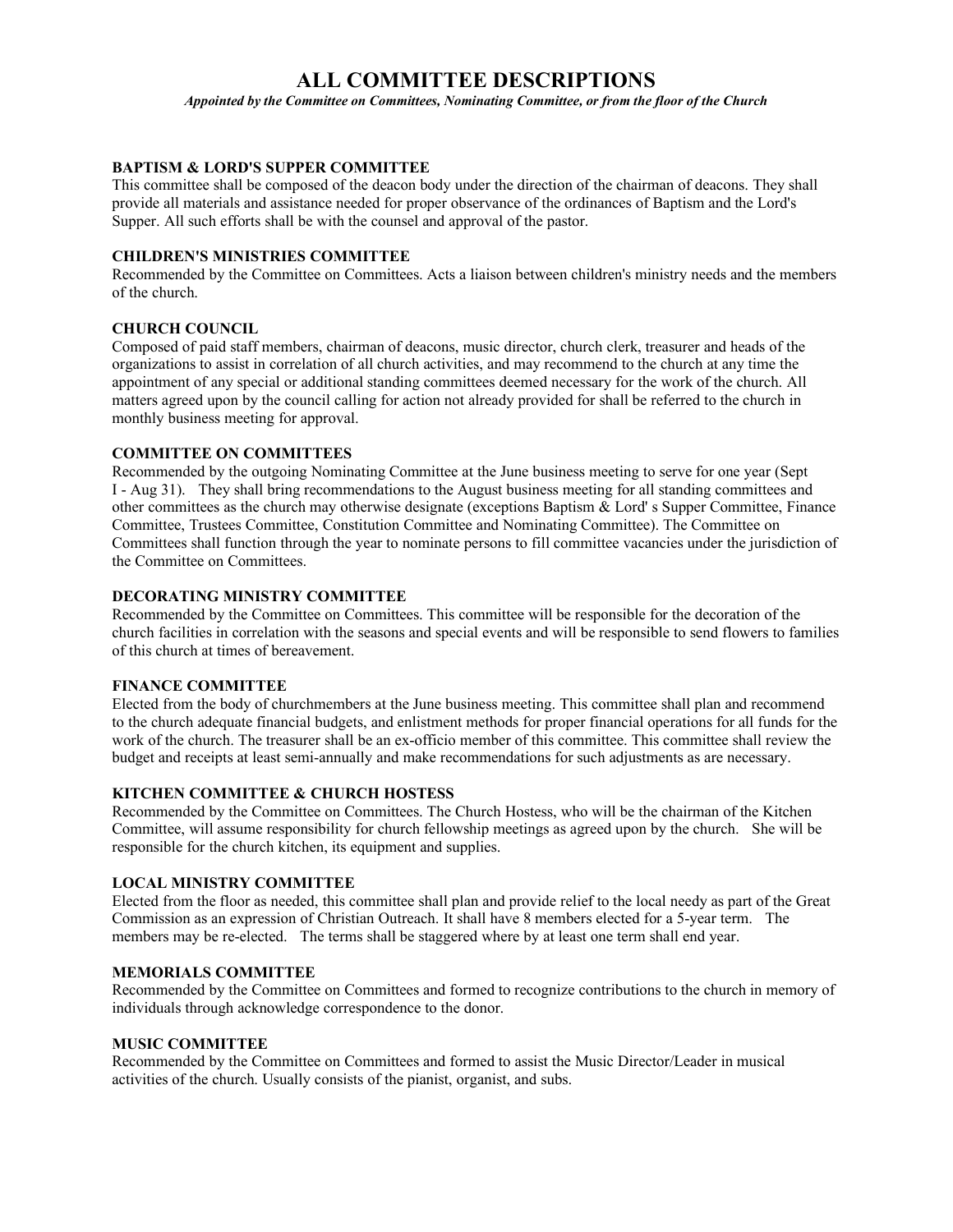# ALL COMMITTEE DESCRIPTIONS

***Appointed by the Committee on Committees, Nominating Committee, or from the floor of the Church***

### BAPTISM & LORD'S SUPPER COMMITTEE

This committee shall be composed of the deacon body under the direction of the chairman of deacons. They shall provide all materials and assistance needed for proper observance of the ordinances of Baptism and the Lord's Supper. All such efforts shall be with the counsel and approval of the pastor.

### CHILDREN'S MINISTRIES COMMITTEE

Recommended by the Committee on Committees. Acts a liaison between children's ministry needs and the members of the church.

### CHURCH COUNCIL

Composed of paid staff members, chairman of deacons, music director, church clerk, treasurer and heads of the organizations to assist in correlation of all church activities, and may recommend to the church at any time the appointment of any special or additional standing committees deemed necessary for the work of the church. All matters agreed upon by the council calling for action not already provided for shall be referred to the church in monthly business meeting for approval.

### COMMITTEE ON COMMITTEES

Recommended by the outgoing Nominating Committee at the June business meeting to serve for one year (Sept I - Aug 31). They shall bring recommendations to the August business meeting for all standing committees and other committees as the church may otherwise designate (exceptions Baptism & Lord' s Supper Committee, Finance Committee, Trustees Committee, Constitution Committee and Nominating Committee). The Committee on Committees shall function through the year to nominate persons to fill committee vacancies under the jurisdiction of the Committee on Committees.

### DECORATING MINISTRY COMMITTEE

Recommended by the Committee on Committees. This committee will be responsible for the decoration of the church facilities in correlation with the seasons and special events and will be responsible to send flowers to families of this church at times of bereavement.

### FINANCE COMMITTEE

Elected from the body of churchmembers at the June business meeting. This committee shall plan and recommend to the church adequate financial budgets, and enlistment methods for proper financial operations for all funds for the work of the church. The treasurer shall be an ex-officio member of this committee. This committee shall review the budget and receipts at least semi-annually and make recommendations for such adjustments as are necessary.

### KITCHEN COMMITTEE & CHURCH HOSTESS

Recommended by the Committee on Committees. The Church Hostess, who will be the chairman of the Kitchen Committee, will assume responsibility for church fellowship meetings as agreed upon by the church. She will be responsible for the church kitchen, its equipment and supplies.

### LOCAL MINISTRY COMMITTEE

Elected from the floor as needed, this committee shall plan and provide relief to the local needy as part of the Great Commission as an expression of Christian Outreach. It shall have 8 members elected for a 5-year term. The members may be re-elected. The terms shall be staggered where by at least one term shall end year.

### MEMORIALS COMMITTEE

Recommended by the Committee on Committees and formed to recognize contributions to the church in memory of individuals through acknowledge correspondence to the donor.

### MUSIC COMMITTEE

Recommended by the Committee on Committees and formed to assist the Music Director/Leader in musical activities of the church. Usually consists of the pianist, organist, and subs.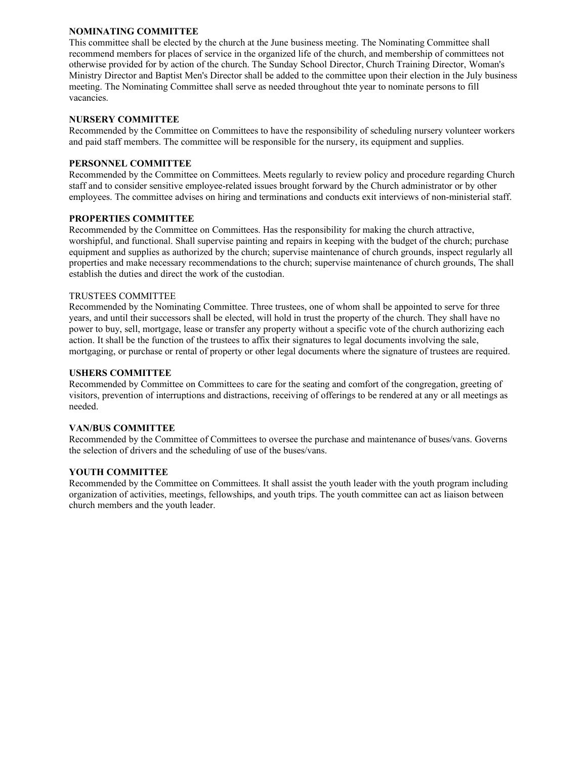**NOMINATING COMMITTEE**
This committee shall be elected by the church at the June business meeting. The Nominating Committee shall recommend members for places of service in the organized life of the church, and membership of committees not otherwise provided for by action of the church. The Sunday School Director, Church Training Director, Woman's Ministry Director and Baptist Men's Director shall be added to the committee upon their election in the July business meeting. The Nominating Committee shall serve as needed throughout thte year to nominate persons to fill vacancies.

**NURSERY COMMITTEE**
Recommended by the Committee on Committees to have the responsibility of scheduling nursery volunteer workers and paid staff members. The committee will be responsible for the nursery, its equipment and supplies.

**PERSONNEL COMMITTEE**
Recommended by the Committee on Committees. Meets regularly to review policy and procedure regarding Church staff and to consider sensitive employee-related issues brought forward by the Church administrator or by other employees. The committee advises on hiring and terminations and conducts exit interviews of non-ministerial staff.

**PROPERTIES COMMITTEE**
Recommended by the Committee on Committees. Has the responsibility for making the church attractive, worshipful, and functional. Shall supervise painting and repairs in keeping with the budget of the church; purchase equipment and supplies as authorized by the church; supervise maintenance of church grounds, inspect regularly all properties and make necessary recommendations to the church; supervise maintenance of church grounds, The shall establish the duties and direct the work of the custodian.

TRUSTEES COMMITTEE
Recommended by the Nominating Committee. Three trustees, one of whom shall be appointed to serve for three years, and until their successors shall be elected, will hold in trust the property of the church. They shall have no power to buy, sell, mortgage, lease or transfer any property without a specific vote of the church authorizing each action. It shall be the function of the trustees to affix their signatures to legal documents involving the sale, mortgaging, or purchase or rental of property or other legal documents where the signature of trustees are required.

**USHERS COMMITTEE**
Recommended by Committee on Committees to care for the seating and comfort of the congregation, greeting of visitors, prevention of interruptions and distractions, receiving of offerings to be rendered at any or all meetings as needed.

**VAN/BUS COMMITTEE**
Recommended by the Committee of Committees to oversee the purchase and maintenance of buses/vans. Governs the selection of drivers and the scheduling of use of the buses/vans.

**YOUTH COMMITTEE**
Recommended by the Committee on Committees. It shall assist the youth leader with the youth program including organization of activities, meetings, fellowships, and youth trips. The youth committee can act as liaison between church members and the youth leader.